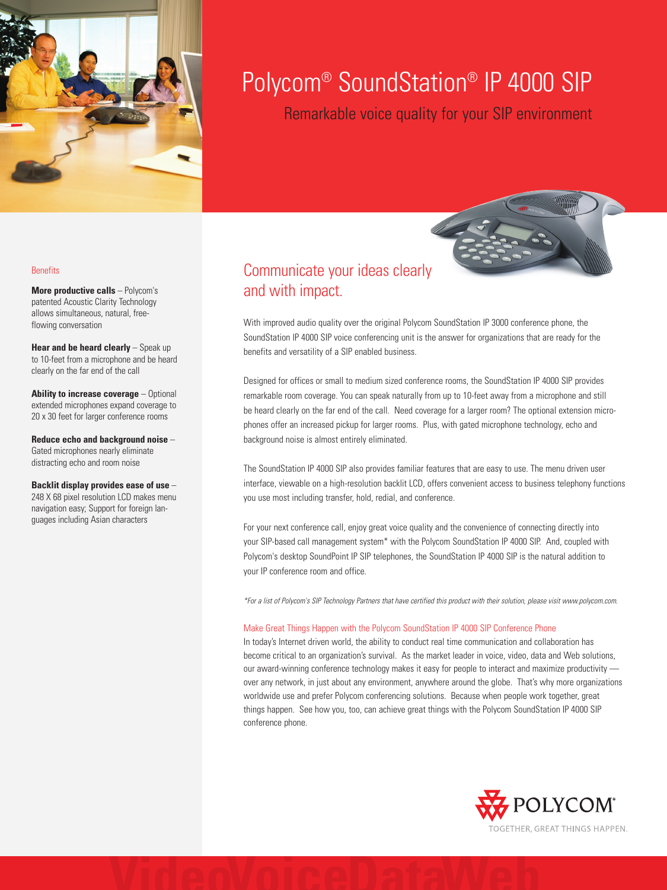# Polycom® SoundStation® IP 4000 SIP

Remarkable voice quality for your SIP environment

## Benefits

**More productive calls** – Polycom's patented Acoustic Clarity Technology allows simultaneous, natural, free-flowing conversation

**Hear and be heard clearly** – Speak up to 10-feet from a microphone and be heard clearly on the far end of the call

**Ability to increase coverage** – Optional extended microphones expand coverage to 20 x 30 feet for larger conference rooms

**Reduce echo and background noise** – Gated microphones nearly eliminate distracting echo and room noise

**Backlit display provides ease of use** – 248 X 68 pixel resolution LCD makes menu navigation easy; Support for foreign languages including Asian characters

## Communicate your ideas clearly and with impact.

With improved audio quality over the original Polycom SoundStation IP 3000 conference phone, the SoundStation IP 4000 SIP voice conferencing unit is the answer for organizations that are ready for the benefits and versatility of a SIP enabled business.

Designed for offices or small to medium sized conference rooms, the SoundStation IP 4000 SIP provides remarkable room coverage. You can speak naturally from up to 10-feet away from a microphone and still be heard clearly on the far end of the call. Need coverage for a larger room? The optional extension microphones offer an increased pickup for larger rooms. Plus, with gated microphone technology, echo and background noise is almost entirely eliminated.

The SoundStation IP 4000 SIP also provides familiar features that are easy to use. The menu driven user interface, viewable on a high-resolution backlit LCD, offers convenient access to business telephony functions you use most including transfer, hold, redial, and conference.

For your next conference call, enjoy great voice quality and the convenience of connecting directly into your SIP-based call management system* with the Polycom SoundStation IP 4000 SIP. And, coupled with Polycom's desktop SoundPoint IP SIP telephones, the SoundStation IP 4000 SIP is the natural addition to your IP conference room and office.

*\*For a list of Polycom's SIP Technology Partners that have certified this product with their solution, please visit www.polycom.com.*

### Make Great Things Happen with the Polycom SoundStation IP 4000 SIP Conference Phone

In today's Internet driven world, the ability to conduct real time communication and collaboration has become critical to an organization's survival. As the market leader in voice, video, data and Web solutions, our award-winning conference technology makes it easy for people to interact and maximize productivity — over any network, in just about any environment, anywhere around the globe. That's why more organizations worldwide use and prefer Polycom conferencing solutions. Because when people work together, great things happen. See how you, too, can achieve great things with the Polycom SoundStation IP 4000 SIP conference phone.

POLYCOM®

TOGETHER, GREAT THINGS HAPPEN.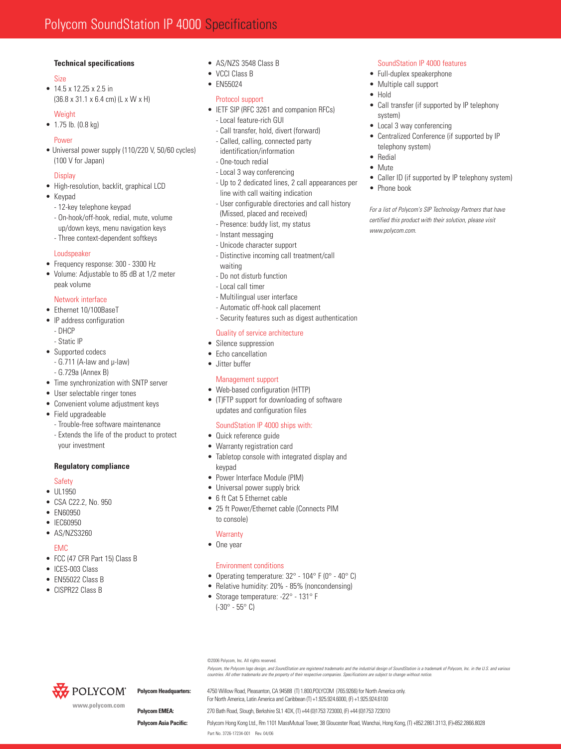# Polycom SoundStation IP 4000 Specifications

## Technical specifications

### Size

- 14.5 x 12.25 x 2.5 in (36.8 x 31.1 x 6.4 cm) (L x W x H)

### Weight

- 1.75 lb. (0.8 kg)

### Power

- Universal power supply (110/220 V, 50/60 cycles) (100 V for Japan)

### Display

- High-resolution, backlit, graphical LCD
- Keypad
  - 12-key telephone keypad
  - On-hook/off-hook, redial, mute, volume up/down keys, menu navigation keys
  - Three context-dependent softkeys

### Loudspeaker

- Frequency response: 300 - 3300 Hz
- Volume: Adjustable to 85 dB at 1/2 meter peak volume

### Network interface

- Ethernet 10/100BaseT
- IP address configuration
  - DHCP
  - Static IP
- Supported codecs
  - G.711 (A-law and μ-law)
  - G.729a (Annex B)
- Time synchronization with SNTP server
- User selectable ringer tones
- Convenient volume adjustment keys
- Field upgradeable
  - Trouble-free software maintenance
  - Extends the life of the product to protect your investment

## Regulatory compliance

### Safety

- UL1950
- CSA C22.2, No. 950
- EN60950
- IEC60950
- AS/NZS3260

### EMC

- FCC (47 CFR Part 15) Class B
- ICES-003 Class
- EN55022 Class B
- CISPR22 Class B
- AS/NZS 3548 Class B
- VCCI Class B
- EN55024

### Protocol support

- IETF SIP (RFC 3261 and companion RFCs)
  - Local feature-rich GUI
  - Call transfer, hold, divert (forward)
  - Called, calling, connected party identification/information
  - One-touch redial
  - Local 3 way conferencing
  - Up to 2 dedicated lines, 2 call appearances per line with call waiting indication
  - User configurable directories and call history (Missed, placed and received)
  - Presence: buddy list, my status
  - Instant messaging
  - Unicode character support
  - Distinctive incoming call treatment/call waiting
  - Do not disturb function
  - Local call timer
  - Multilingual user interface
  - Automatic off-hook call placement
  - Security features such as digest authentication

### Quality of service architecture

- Silence suppression
- Echo cancellation
- Jitter buffer

### Management support

- Web-based configuration (HTTP)
- (T)FTP support for downloading of software updates and configuration files

### SoundStation IP 4000 ships with:

- Quick reference guide
- Warranty registration card
- Tabletop console with integrated display and keypad
- Power Interface Module (PIM)
- Universal power supply brick
- 6 ft Cat 5 Ethernet cable
- 25 ft Power/Ethernet cable (Connects PIM to console)

### Warranty

- One year

### Environment conditions

- Operating temperature: 32° - 104° F (0° - 40° C)
- Relative humidity: 20% - 85% (noncondensing)
- Storage temperature: -22° - 131° F (-30° - 55° C)

### SoundStation IP 4000 features

- Full-duplex speakerphone
- Multiple call support
- Hold
- Call transfer (if supported by IP telephony system)
- Local 3 way conferencing
- Centralized Conference (if supported by IP telephony system)
- Redial
- Mute
- Caller ID (if supported by IP telephony system)
- Phone book

*For a list of Polycom's SIP Technology Partners that have certified this product with their solution, please visit www.polycom.com.*

©2006 Polycom, Inc. All rights reserved.

*Polycom, the Polycom logo design, and SoundStation are registered trademarks and the industrial design of SoundStation is a trademark of Polycom, Inc. in the U.S. and various countries. All other trademarks are the property of their respective companies. Specifications are subject to change without notice.*

POLYCOM
www.polycom.com

**Polycom Headquarters:** 4750 Willow Road, Pleasanton, CA 94588 (T) 1.800.POLYCOM (765.9266) for North America only. For North America, Latin America and Caribbean (T) +1.925.924.6000, (F) +1.925.924.6100

**Polycom EMEA:** 270 Bath Road, Slough, Berkshire SL1 4DX, (T) +44 (0)1753 723000, (F) +44 (0)1753 723010

**Polycom Asia Pacific:** Polycom Hong Kong Ltd., Rm 1101 MassMutual Tower, 38 Gloucester Road, Wanchai, Hong Kong, (T) +852.2861.3113, (F)+852.2866.8028

Part No. 3726-17234-001 Rev. 04/06